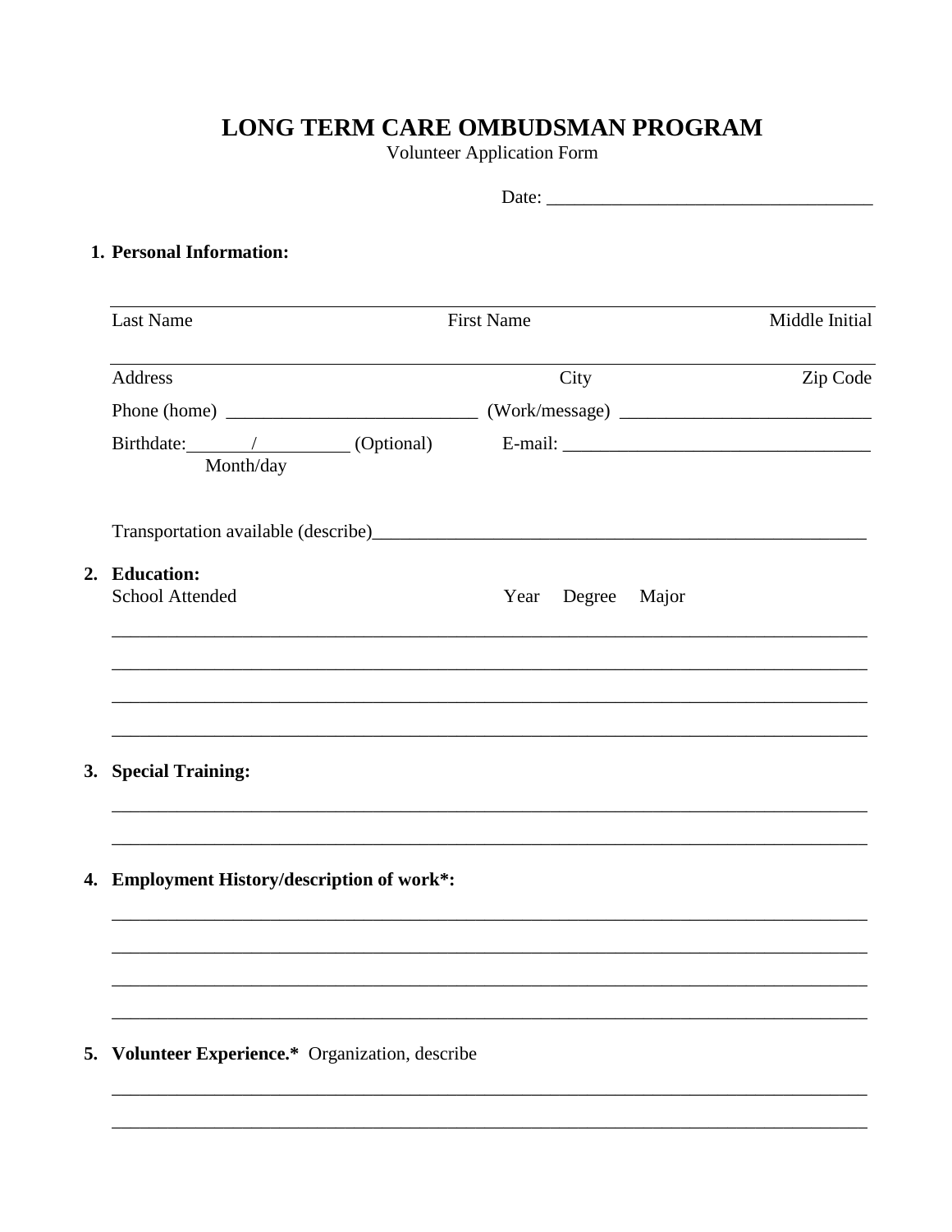# LONG TERM CARE OMBUDSMAN PROGRAM

Volunteer Application Form

Date: ___________________________________

**1. Personal Information:**

______________________________________________________________________________

Last Name                                        First Name                                        Middle Initial

______________________________________________________________________________

Address                                        City                                        Zip Code

Phone (home) ___________________________ (Work/message) ___________________________

Birthdate:_______/__________ (Optional)        E-mail: _________________________________

Month/day

Transportation available (describe)_____________________________________________________

**2. Education:**

School Attended                                        Year    Degree    Major

______________________________________________________________________________

______________________________________________________________________________

______________________________________________________________________________

______________________________________________________________________________

**3. Special Training:**

______________________________________________________________________________

______________________________________________________________________________

**4. Employment History/description of work*:**

______________________________________________________________________________

______________________________________________________________________________

______________________________________________________________________________

______________________________________________________________________________

**5. Volunteer Experience.*** Organization, describe

______________________________________________________________________________

______________________________________________________________________________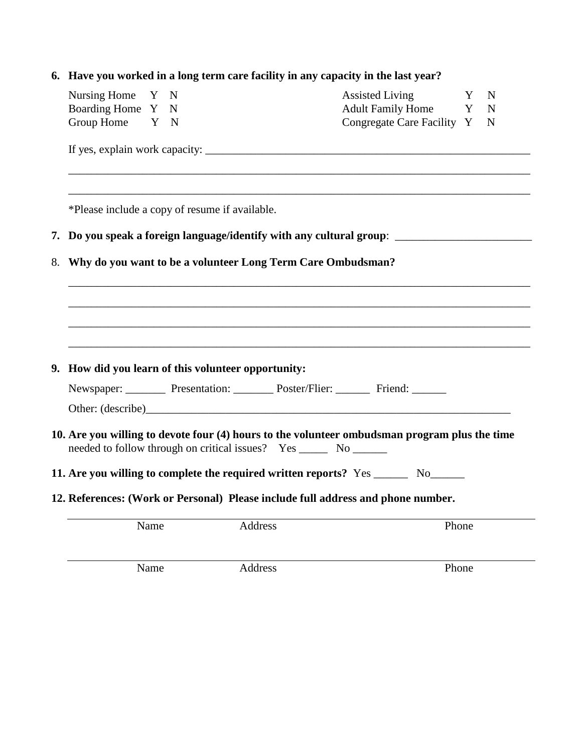**6. Have you worked in a long term care facility in any capacity in the last year?**

| | | |
|---|---|---|
| Nursing Home | Y | N |
| Boarding Home | Y | N |
| Group Home | Y | N |
| Assisted Living | Y | N |
| Adult Family Home | Y | N |
| Congregate Care Facility | Y | N |

If yes, explain work capacity: ____________________________________________________________

_____________________________________________________________________________________

_____________________________________________________________________________________

*Please include a copy of resume if available.

**7. Do you speak a foreign language/identify with any cultural group**: ________________________

8. **Why do you want to be a volunteer Long Term Care Ombudsman?**

_____________________________________________________________________________________

_____________________________________________________________________________________

_____________________________________________________________________________________

_____________________________________________________________________________________

**9. How did you learn of this volunteer opportunity:**

Newspaper: _______ Presentation: _______ Poster/Flier: ______ Friend: ______

Other: (describe)___________________________________________________________________

**10. Are you willing to devote four (4) hours to the volunteer ombudsman program plus the time** needed to follow through on critical issues? Yes _____ No ______

**11. Are you willing to complete the required written reports?** Yes ______ No______

**12. References: (Work or Personal) Please include full address and phone number.**

_____________________________________________________________________________________
Name | Address | Phone

_____________________________________________________________________________________
Name | Address | Phone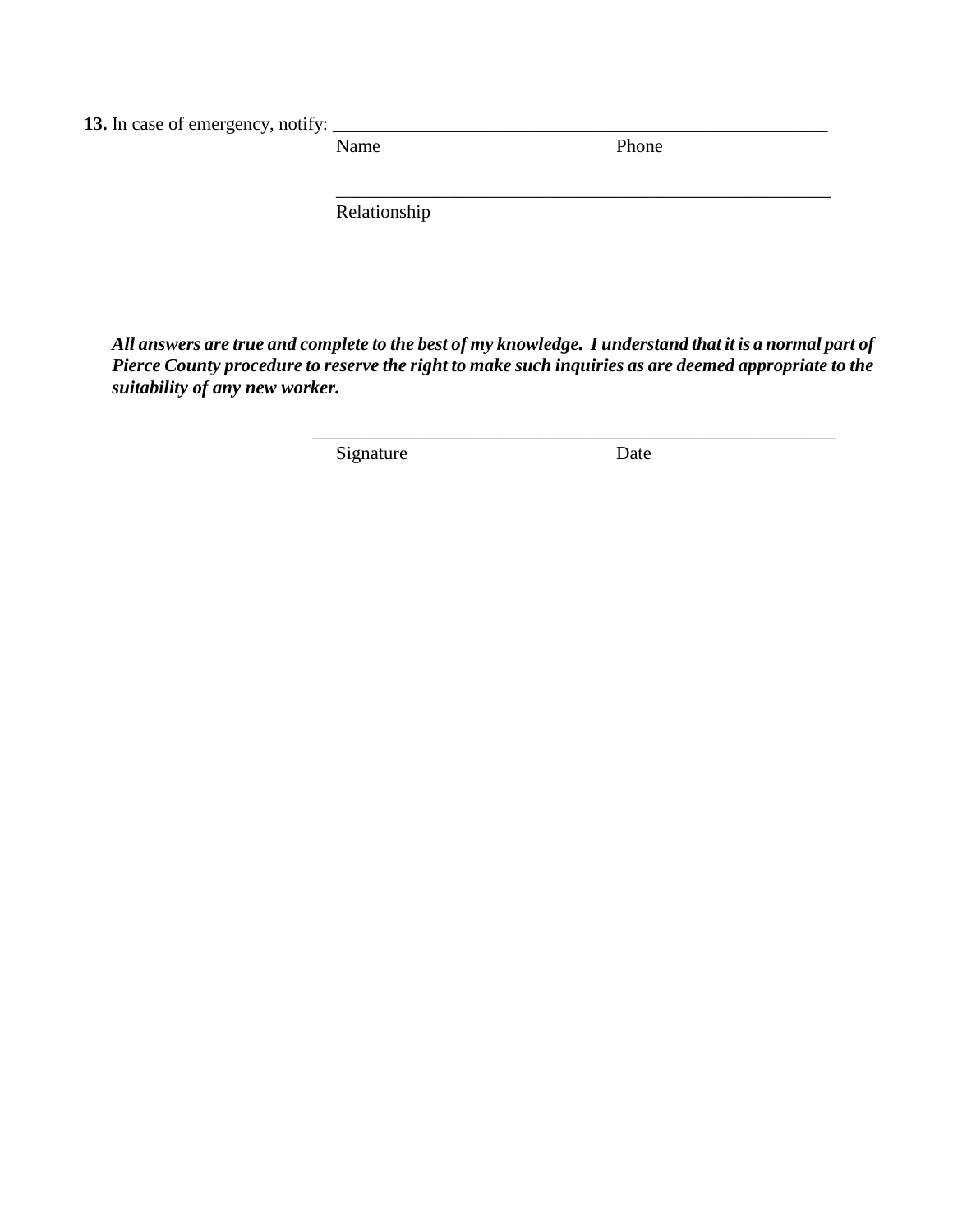**13.** In case of emergency, notify: ______________________________________________________

Name                                        Phone

______________________________________________________

Relationship

***All answers are true and complete to the best of my knowledge. I understand that it is a normal part of Pierce County procedure to reserve the right to make such inquiries as are deemed appropriate to the suitability of any new worker.***

______________________________________________________

Signature                                        Date